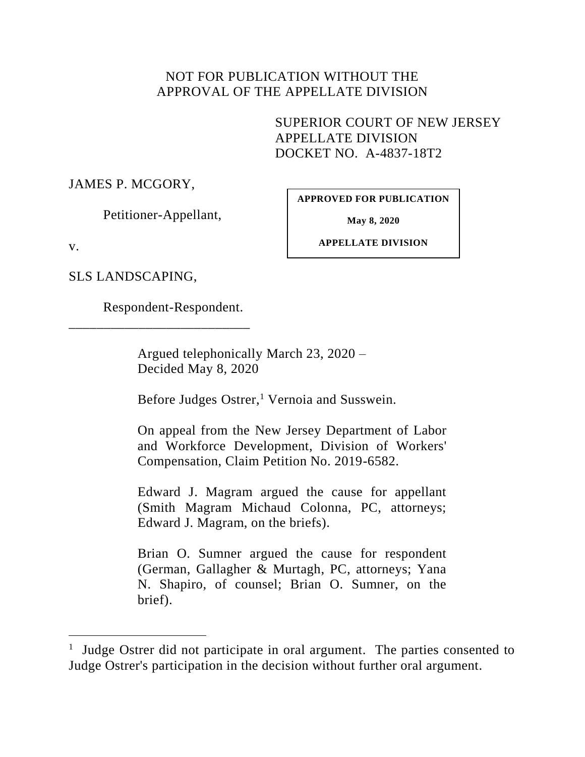NOT FOR PUBLICATION WITHOUT THE
APPROVAL OF THE APPELLATE DIVISION

SUPERIOR COURT OF NEW JERSEY
APPELLATE DIVISION
DOCKET NO. A-4837-18T2

JAMES P. MCGORY,

Petitioner-Appellant,

v.

SLS LANDSCAPING,

Respondent-Respondent.

---

**APPROVED FOR PUBLICATION**

**May 8, 2020**

**APPELLATE DIVISION**

Argued telephonically March 23, 2020 – Decided May 8, 2020

Before Judges Ostrer,[1] Vernoia and Susswein.

On appeal from the New Jersey Department of Labor and Workforce Development, Division of Workers' Compensation, Claim Petition No. 2019-6582.

Edward J. Magram argued the cause for appellant (Smith Magram Michaud Colonna, PC, attorneys; Edward J. Magram, on the briefs).

Brian O. Sumner argued the cause for respondent (German, Gallagher & Murtagh, PC, attorneys; Yana N. Shapiro, of counsel; Brian O. Sumner, on the brief).

---

[1] Judge Ostrer did not participate in oral argument. The parties consented to Judge Ostrer's participation in the decision without further oral argument.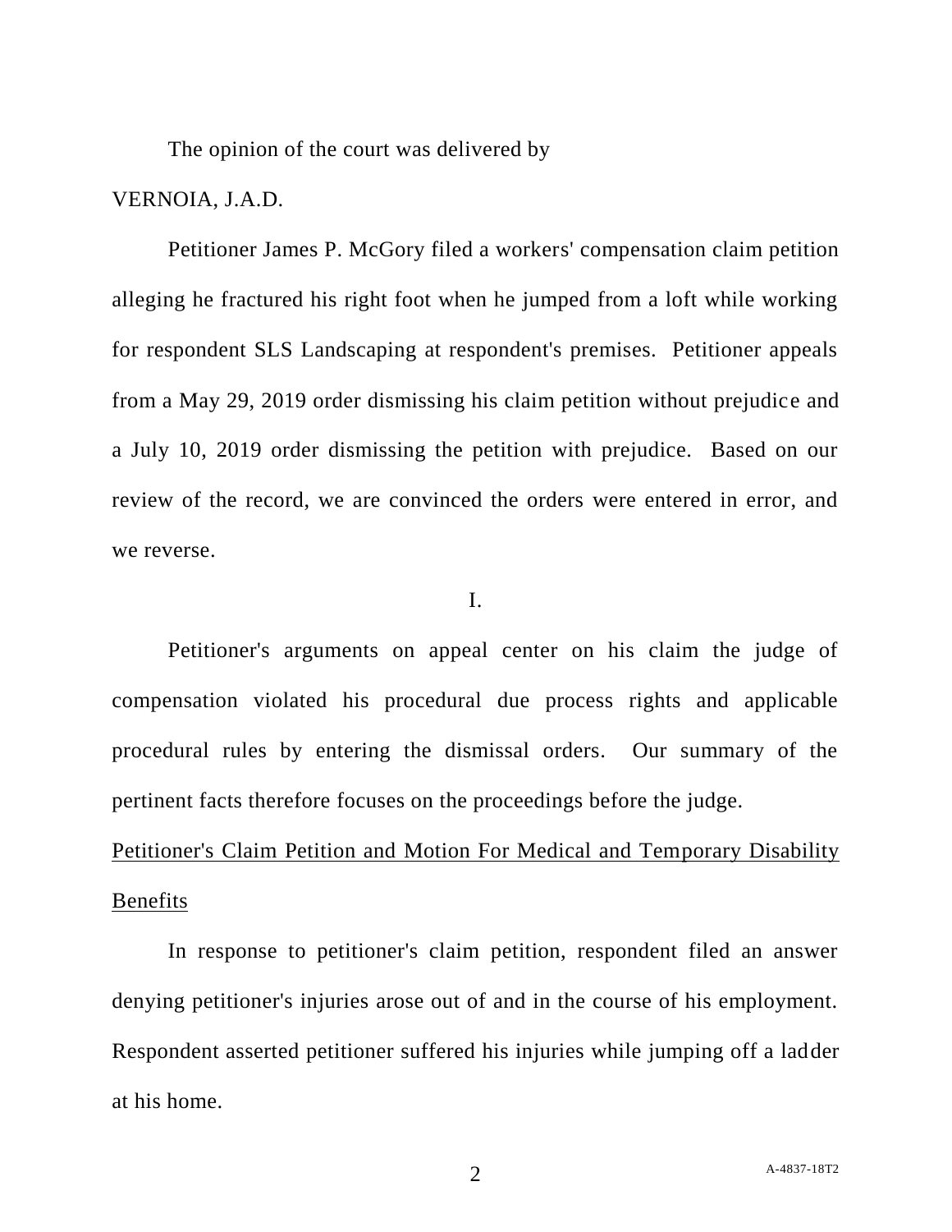The opinion of the court was delivered by

VERNOIA, J.A.D.

Petitioner James P. McGory filed a workers' compensation claim petition alleging he fractured his right foot when he jumped from a loft while working for respondent SLS Landscaping at respondent's premises. Petitioner appeals from a May 29, 2019 order dismissing his claim petition without prejudice and a July 10, 2019 order dismissing the petition with prejudice. Based on our review of the record, we are convinced the orders were entered in error, and we reverse.

I.

Petitioner's arguments on appeal center on his claim the judge of compensation violated his procedural due process rights and applicable procedural rules by entering the dismissal orders. Our summary of the pertinent facts therefore focuses on the proceedings before the judge.

<u>Petitioner's Claim Petition and Motion For Medical and Temporary Disability Benefits</u>

In response to petitioner's claim petition, respondent filed an answer denying petitioner's injuries arose out of and in the course of his employment. Respondent asserted petitioner suffered his injuries while jumping off a ladder at his home.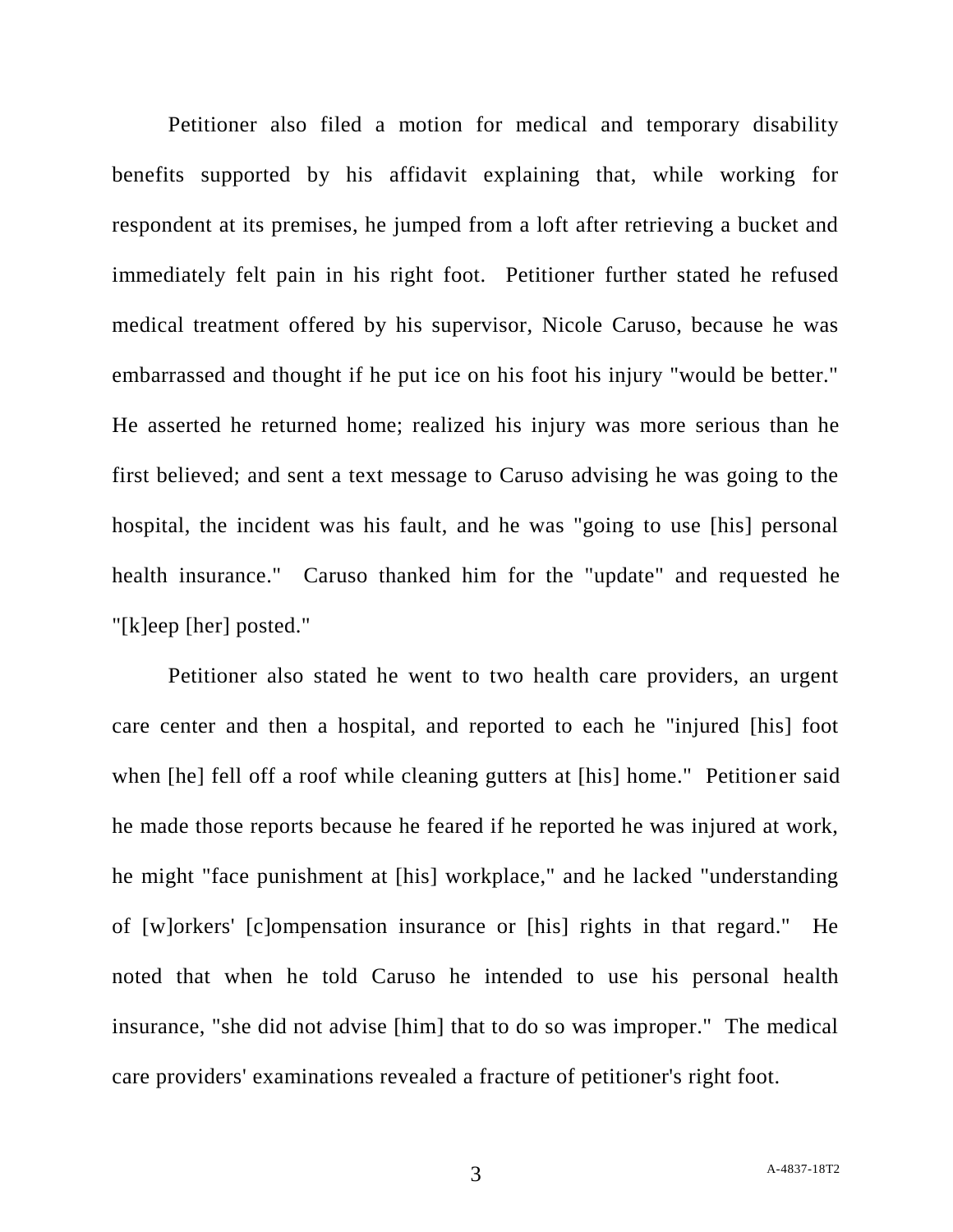Petitioner also filed a motion for medical and temporary disability benefits supported by his affidavit explaining that, while working for respondent at its premises, he jumped from a loft after retrieving a bucket and immediately felt pain in his right foot. Petitioner further stated he refused medical treatment offered by his supervisor, Nicole Caruso, because he was embarrassed and thought if he put ice on his foot his injury "would be better." He asserted he returned home; realized his injury was more serious than he first believed; and sent a text message to Caruso advising he was going to the hospital, the incident was his fault, and he was "going to use [his] personal health insurance." Caruso thanked him for the "update" and requested he "[k]eep [her] posted."

Petitioner also stated he went to two health care providers, an urgent care center and then a hospital, and reported to each he "injured [his] foot when [he] fell off a roof while cleaning gutters at [his] home." Petitioner said he made those reports because he feared if he reported he was injured at work, he might "face punishment at [his] workplace," and he lacked "understanding of [w]orkers' [c]ompensation insurance or [his] rights in that regard." He noted that when he told Caruso he intended to use his personal health insurance, "she did not advise [him] that to do so was improper." The medical care providers' examinations revealed a fracture of petitioner's right foot.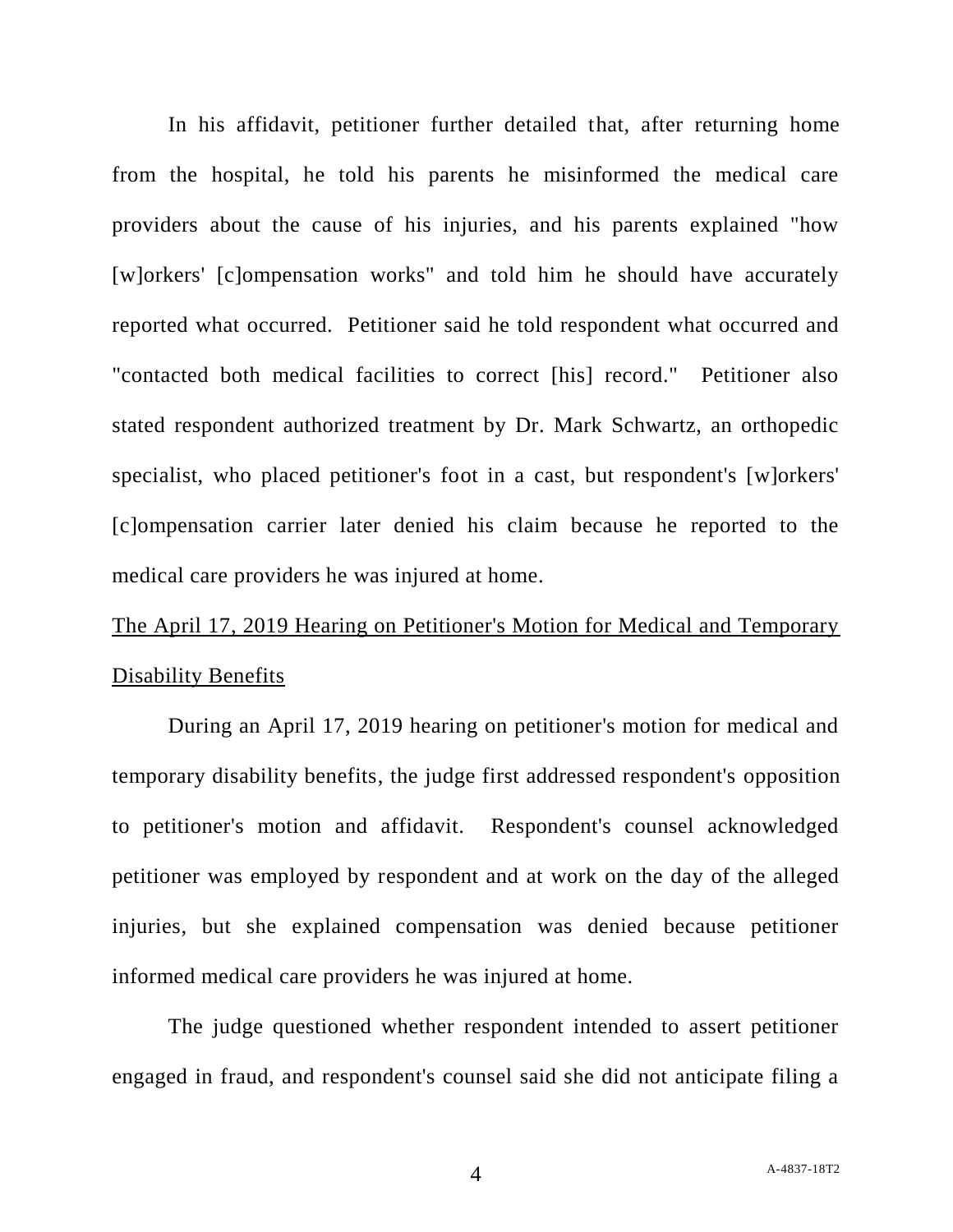In his affidavit, petitioner further detailed that, after returning home from the hospital, he told his parents he misinformed the medical care providers about the cause of his injuries, and his parents explained "how [w]orkers' [c]ompensation works" and told him he should have accurately reported what occurred. Petitioner said he told respondent what occurred and "contacted both medical facilities to correct [his] record." Petitioner also stated respondent authorized treatment by Dr. Mark Schwartz, an orthopedic specialist, who placed petitioner's foot in a cast, but respondent's [w]orkers' [c]ompensation carrier later denied his claim because he reported to the medical care providers he was injured at home.

<u>The April 17, 2019 Hearing on Petitioner's Motion for Medical and Temporary Disability Benefits</u>

During an April 17, 2019 hearing on petitioner's motion for medical and temporary disability benefits, the judge first addressed respondent's opposition to petitioner's motion and affidavit. Respondent's counsel acknowledged petitioner was employed by respondent and at work on the day of the alleged injuries, but she explained compensation was denied because petitioner informed medical care providers he was injured at home.

The judge questioned whether respondent intended to assert petitioner engaged in fraud, and respondent's counsel said she did not anticipate filing a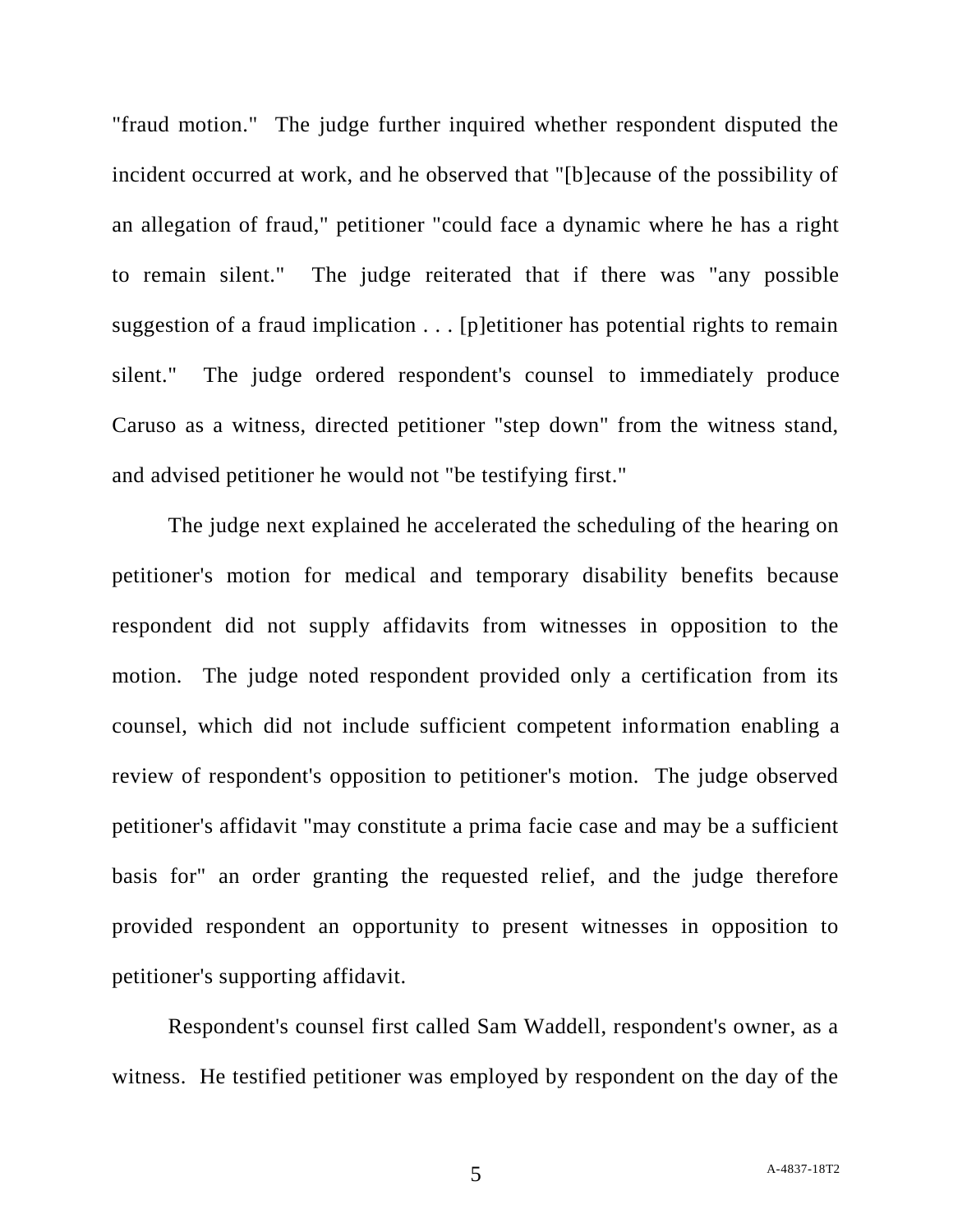"fraud motion." The judge further inquired whether respondent disputed the incident occurred at work, and he observed that "[b]ecause of the possibility of an allegation of fraud," petitioner "could face a dynamic where he has a right to remain silent." The judge reiterated that if there was "any possible suggestion of a fraud implication . . . [p]etitioner has potential rights to remain silent." The judge ordered respondent's counsel to immediately produce Caruso as a witness, directed petitioner "step down" from the witness stand, and advised petitioner he would not "be testifying first."

The judge next explained he accelerated the scheduling of the hearing on petitioner's motion for medical and temporary disability benefits because respondent did not supply affidavits from witnesses in opposition to the motion. The judge noted respondent provided only a certification from its counsel, which did not include sufficient competent information enabling a review of respondent's opposition to petitioner's motion. The judge observed petitioner's affidavit "may constitute a prima facie case and may be a sufficient basis for" an order granting the requested relief, and the judge therefore provided respondent an opportunity to present witnesses in opposition to petitioner's supporting affidavit.

Respondent's counsel first called Sam Waddell, respondent's owner, as a witness. He testified petitioner was employed by respondent on the day of the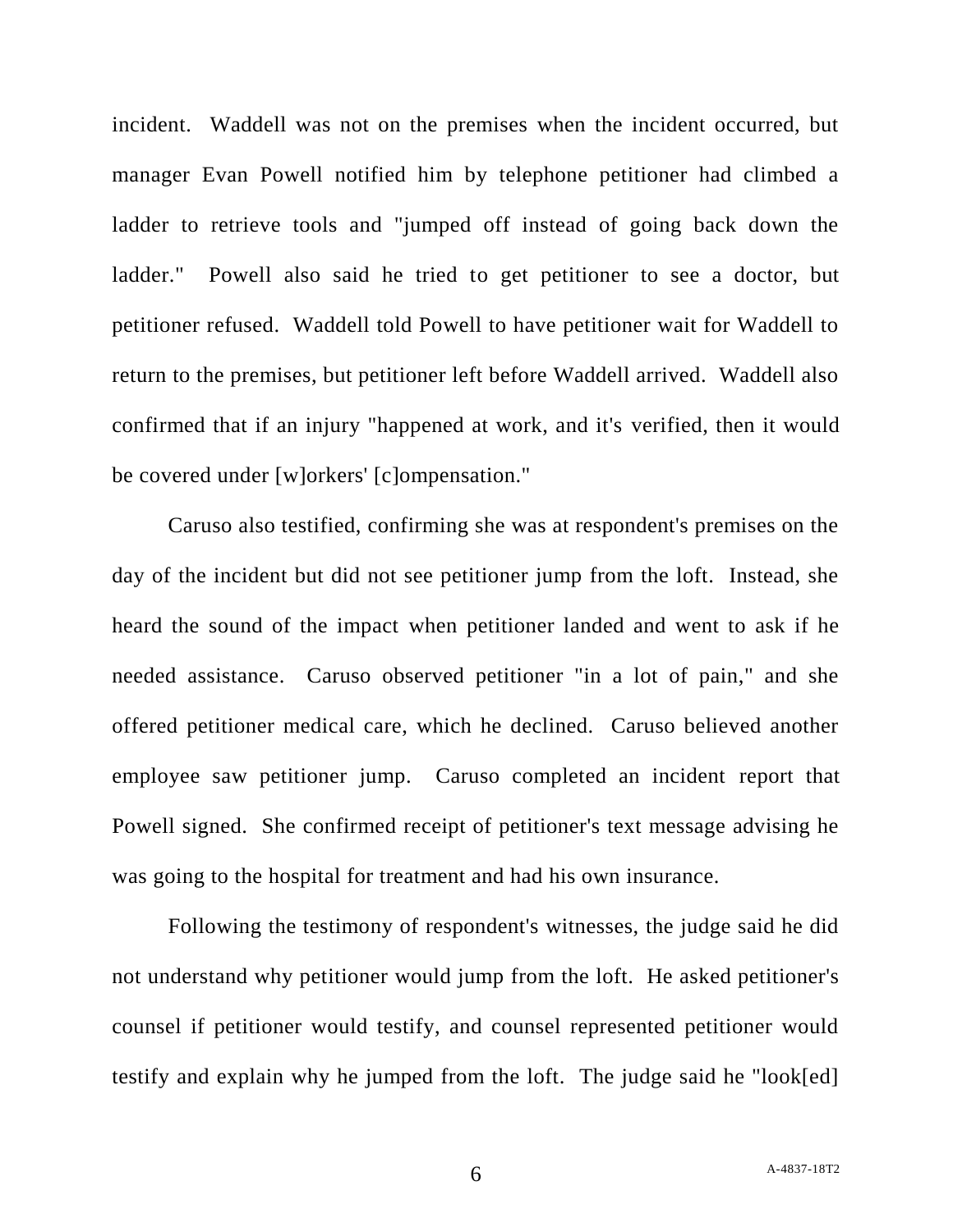incident. Waddell was not on the premises when the incident occurred, but manager Evan Powell notified him by telephone petitioner had climbed a ladder to retrieve tools and "jumped off instead of going back down the ladder." Powell also said he tried to get petitioner to see a doctor, but petitioner refused. Waddell told Powell to have petitioner wait for Waddell to return to the premises, but petitioner left before Waddell arrived. Waddell also confirmed that if an injury "happened at work, and it's verified, then it would be covered under [w]orkers' [c]ompensation."

Caruso also testified, confirming she was at respondent's premises on the day of the incident but did not see petitioner jump from the loft. Instead, she heard the sound of the impact when petitioner landed and went to ask if he needed assistance. Caruso observed petitioner "in a lot of pain," and she offered petitioner medical care, which he declined. Caruso believed another employee saw petitioner jump. Caruso completed an incident report that Powell signed. She confirmed receipt of petitioner's text message advising he was going to the hospital for treatment and had his own insurance.

Following the testimony of respondent's witnesses, the judge said he did not understand why petitioner would jump from the loft. He asked petitioner's counsel if petitioner would testify, and counsel represented petitioner would testify and explain why he jumped from the loft. The judge said he "look[ed]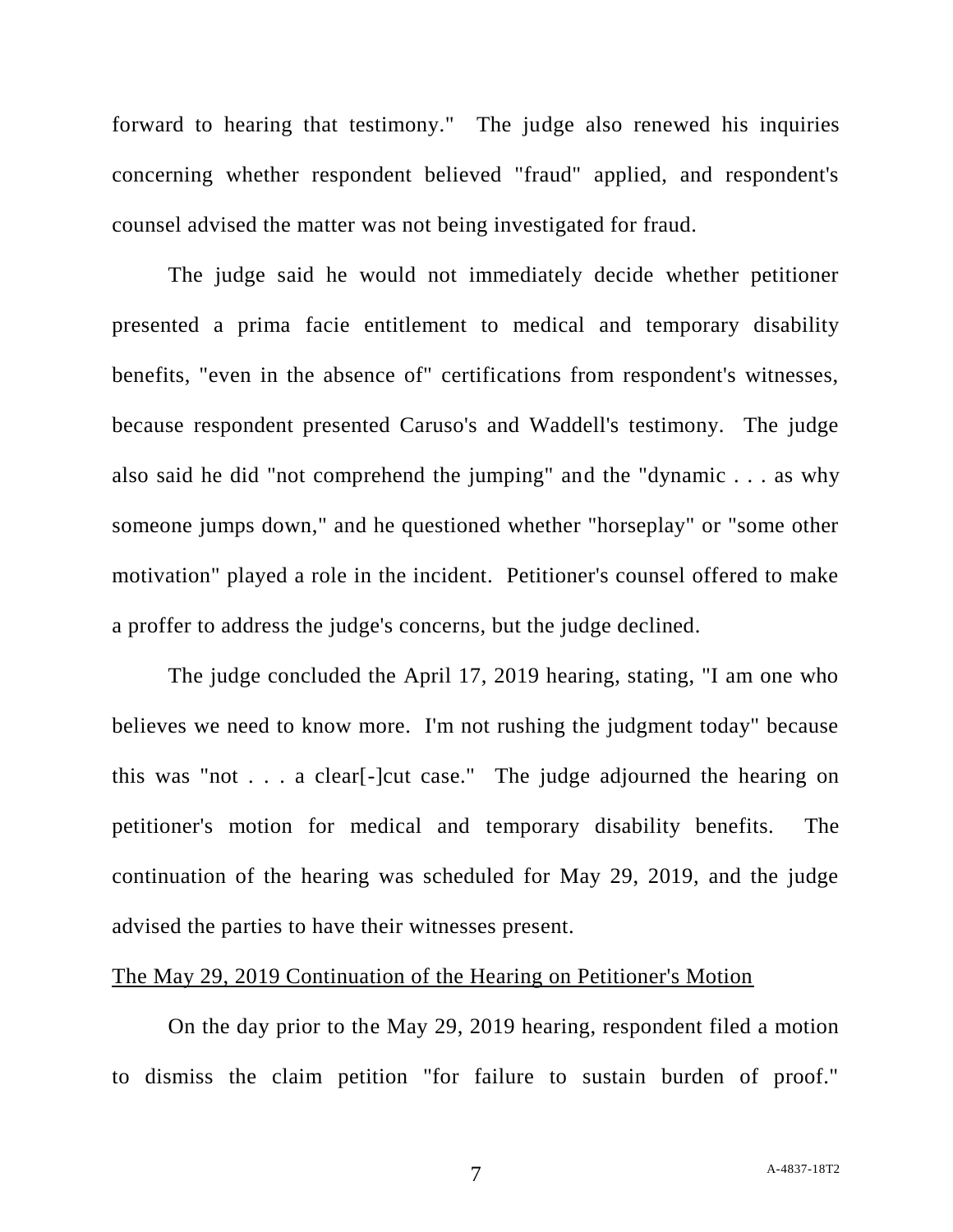forward to hearing that testimony." The judge also renewed his inquiries concerning whether respondent believed "fraud" applied, and respondent's counsel advised the matter was not being investigated for fraud.

The judge said he would not immediately decide whether petitioner presented a prima facie entitlement to medical and temporary disability benefits, "even in the absence of" certifications from respondent's witnesses, because respondent presented Caruso's and Waddell's testimony. The judge also said he did "not comprehend the jumping" and the "dynamic . . . as why someone jumps down," and he questioned whether "horseplay" or "some other motivation" played a role in the incident. Petitioner's counsel offered to make a proffer to address the judge's concerns, but the judge declined.

The judge concluded the April 17, 2019 hearing, stating, "I am one who believes we need to know more. I'm not rushing the judgment today" because this was "not . . . a clear[-]cut case." The judge adjourned the hearing on petitioner's motion for medical and temporary disability benefits. The continuation of the hearing was scheduled for May 29, 2019, and the judge advised the parties to have their witnesses present.

<u>The May 29, 2019 Continuation of the Hearing on Petitioner's Motion</u>

On the day prior to the May 29, 2019 hearing, respondent filed a motion to dismiss the claim petition "for failure to sustain burden of proof."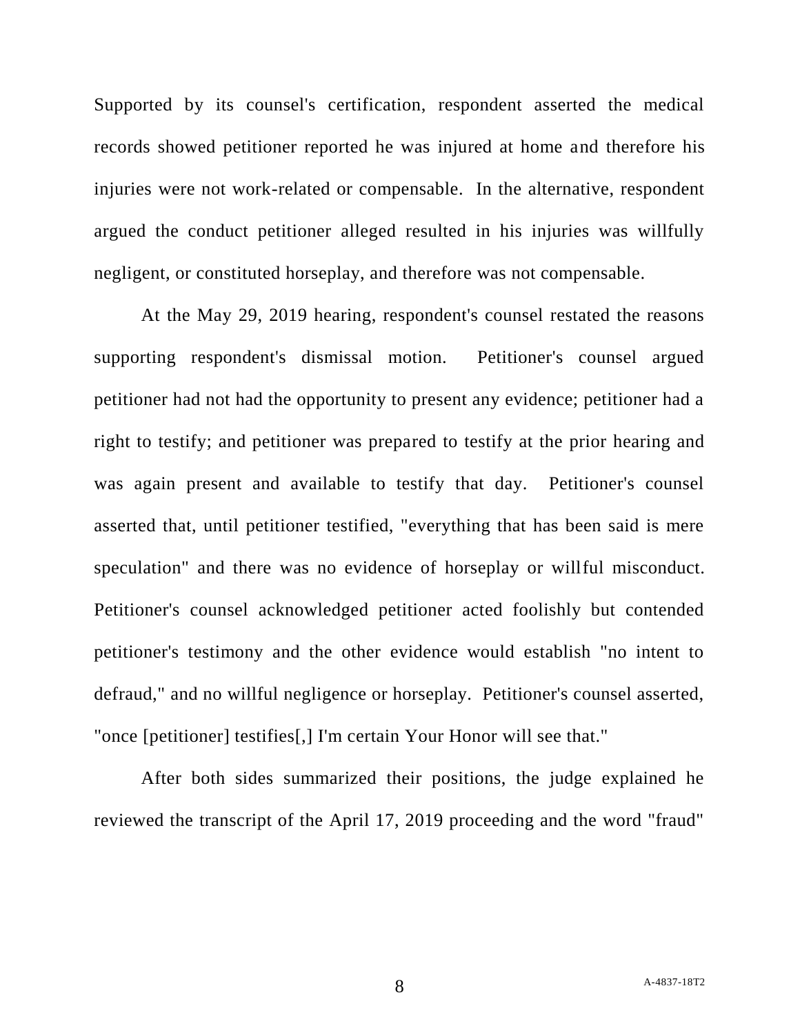Supported by its counsel's certification, respondent asserted the medical records showed petitioner reported he was injured at home and therefore his injuries were not work-related or compensable. In the alternative, respondent argued the conduct petitioner alleged resulted in his injuries was willfully negligent, or constituted horseplay, and therefore was not compensable.

At the May 29, 2019 hearing, respondent's counsel restated the reasons supporting respondent's dismissal motion. Petitioner's counsel argued petitioner had not had the opportunity to present any evidence; petitioner had a right to testify; and petitioner was prepared to testify at the prior hearing and was again present and available to testify that day. Petitioner's counsel asserted that, until petitioner testified, "everything that has been said is mere speculation" and there was no evidence of horseplay or willful misconduct. Petitioner's counsel acknowledged petitioner acted foolishly but contended petitioner's testimony and the other evidence would establish "no intent to defraud," and no willful negligence or horseplay. Petitioner's counsel asserted, "once [petitioner] testifies[,] I'm certain Your Honor will see that."

After both sides summarized their positions, the judge explained he reviewed the transcript of the April 17, 2019 proceeding and the word "fraud"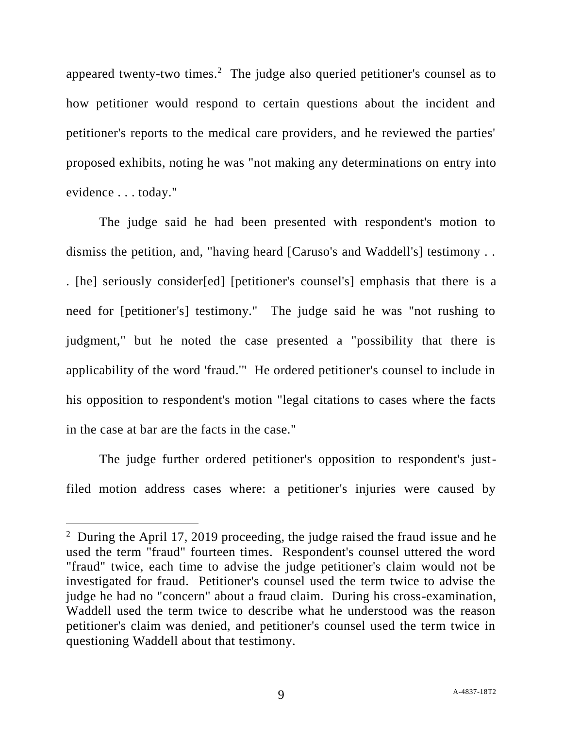appeared twenty-two times.[2] The judge also queried petitioner's counsel as to how petitioner would respond to certain questions about the incident and petitioner's reports to the medical care providers, and he reviewed the parties' proposed exhibits, noting he was "not making any determinations on entry into evidence . . . today."

The judge said he had been presented with respondent's motion to dismiss the petition, and, "having heard [Caruso's and Waddell's] testimony . . . [he] seriously consider[ed] [petitioner's counsel's] emphasis that there is a need for [petitioner's] testimony." The judge said he was "not rushing to judgment," but he noted the case presented a "possibility that there is applicability of the word 'fraud.'" He ordered petitioner's counsel to include in his opposition to respondent's motion "legal citations to cases where the facts in the case at bar are the facts in the case."

The judge further ordered petitioner's opposition to respondent's just-filed motion address cases where: a petitioner's injuries were caused by

[2] During the April 17, 2019 proceeding, the judge raised the fraud issue and he used the term "fraud" fourteen times. Respondent's counsel uttered the word "fraud" twice, each time to advise the judge petitioner's claim would not be investigated for fraud. Petitioner's counsel used the term twice to advise the judge he had no "concern" about a fraud claim. During his cross-examination, Waddell used the term twice to describe what he understood was the reason petitioner's claim was denied, and petitioner's counsel used the term twice in questioning Waddell about that testimony.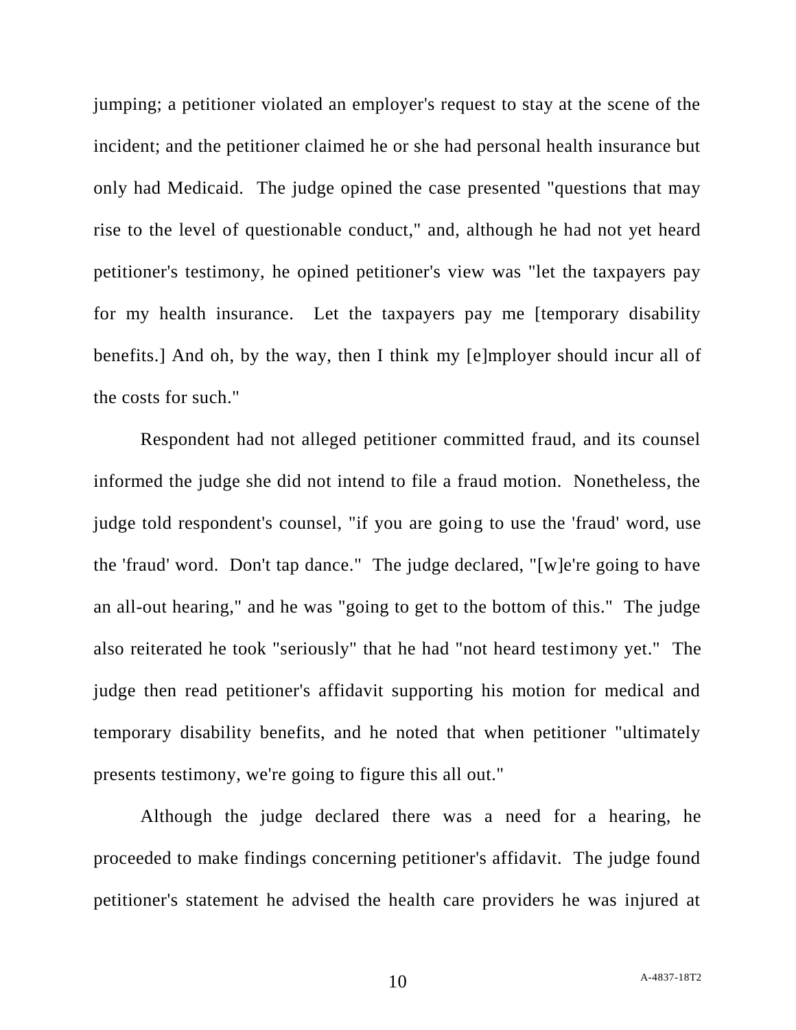jumping; a petitioner violated an employer's request to stay at the scene of the incident; and the petitioner claimed he or she had personal health insurance but only had Medicaid. The judge opined the case presented "questions that may rise to the level of questionable conduct," and, although he had not yet heard petitioner's testimony, he opined petitioner's view was "let the taxpayers pay for my health insurance. Let the taxpayers pay me [temporary disability benefits.] And oh, by the way, then I think my [e]mployer should incur all of the costs for such."

Respondent had not alleged petitioner committed fraud, and its counsel informed the judge she did not intend to file a fraud motion. Nonetheless, the judge told respondent's counsel, "if you are going to use the 'fraud' word, use the 'fraud' word. Don't tap dance." The judge declared, "[w]e're going to have an all-out hearing," and he was "going to get to the bottom of this." The judge also reiterated he took "seriously" that he had "not heard testimony yet." The judge then read petitioner's affidavit supporting his motion for medical and temporary disability benefits, and he noted that when petitioner "ultimately presents testimony, we're going to figure this all out."

Although the judge declared there was a need for a hearing, he proceeded to make findings concerning petitioner's affidavit. The judge found petitioner's statement he advised the health care providers he was injured at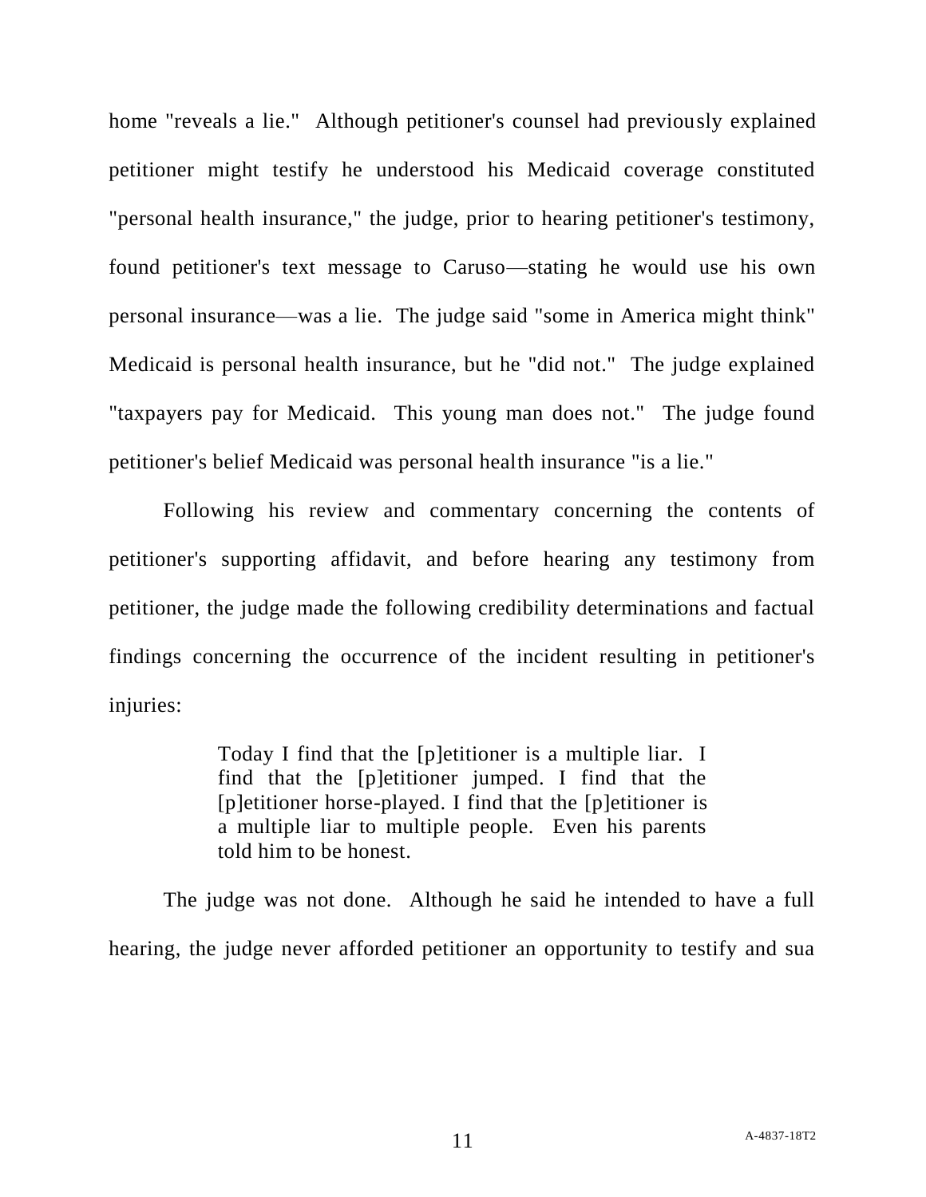home "reveals a lie." Although petitioner's counsel had previously explained petitioner might testify he understood his Medicaid coverage constituted "personal health insurance," the judge, prior to hearing petitioner's testimony, found petitioner's text message to Caruso—stating he would use his own personal insurance—was a lie. The judge said "some in America might think" Medicaid is personal health insurance, but he "did not." The judge explained "taxpayers pay for Medicaid. This young man does not." The judge found petitioner's belief Medicaid was personal health insurance "is a lie."

Following his review and commentary concerning the contents of petitioner's supporting affidavit, and before hearing any testimony from petitioner, the judge made the following credibility determinations and factual findings concerning the occurrence of the incident resulting in petitioner's injuries:

> Today I find that the [p]etitioner is a multiple liar. I find that the [p]etitioner jumped. I find that the [p]etitioner horse-played. I find that the [p]etitioner is a multiple liar to multiple people. Even his parents told him to be honest.

The judge was not done. Although he said he intended to have a full hearing, the judge never afforded petitioner an opportunity to testify and sua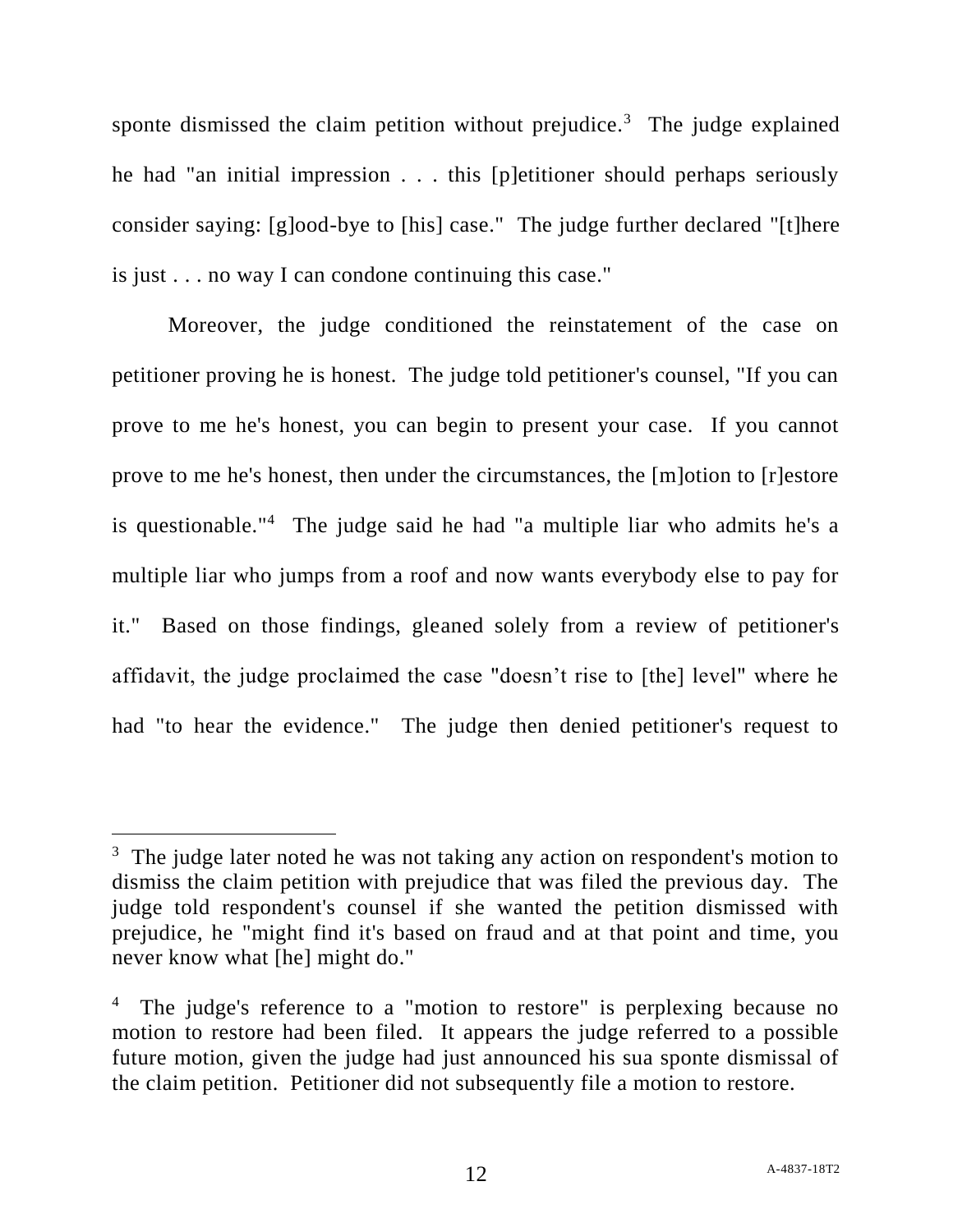sponte dismissed the claim petition without prejudice.[3] The judge explained he had "an initial impression . . . this [p]etitioner should perhaps seriously consider saying: [g]ood-bye to [his] case." The judge further declared "[t]here is just . . . no way I can condone continuing this case."

Moreover, the judge conditioned the reinstatement of the case on petitioner proving he is honest. The judge told petitioner's counsel, "If you can prove to me he's honest, you can begin to present your case. If you cannot prove to me he's honest, then under the circumstances, the [m]otion to [r]estore is questionable."[4] The judge said he had "a multiple liar who admits he's a multiple liar who jumps from a roof and now wants everybody else to pay for it." Based on those findings, gleaned solely from a review of petitioner's affidavit, the judge proclaimed the case "doesn't rise to [the] level" where he had "to hear the evidence." The judge then denied petitioner's request to

---

[3] The judge later noted he was not taking any action on respondent's motion to dismiss the claim petition with prejudice that was filed the previous day. The judge told respondent's counsel if she wanted the petition dismissed with prejudice, he "might find it's based on fraud and at that point and time, you never know what [he] might do."

[4] The judge's reference to a "motion to restore" is perplexing because no motion to restore had been filed. It appears the judge referred to a possible future motion, given the judge had just announced his sua sponte dismissal of the claim petition. Petitioner did not subsequently file a motion to restore.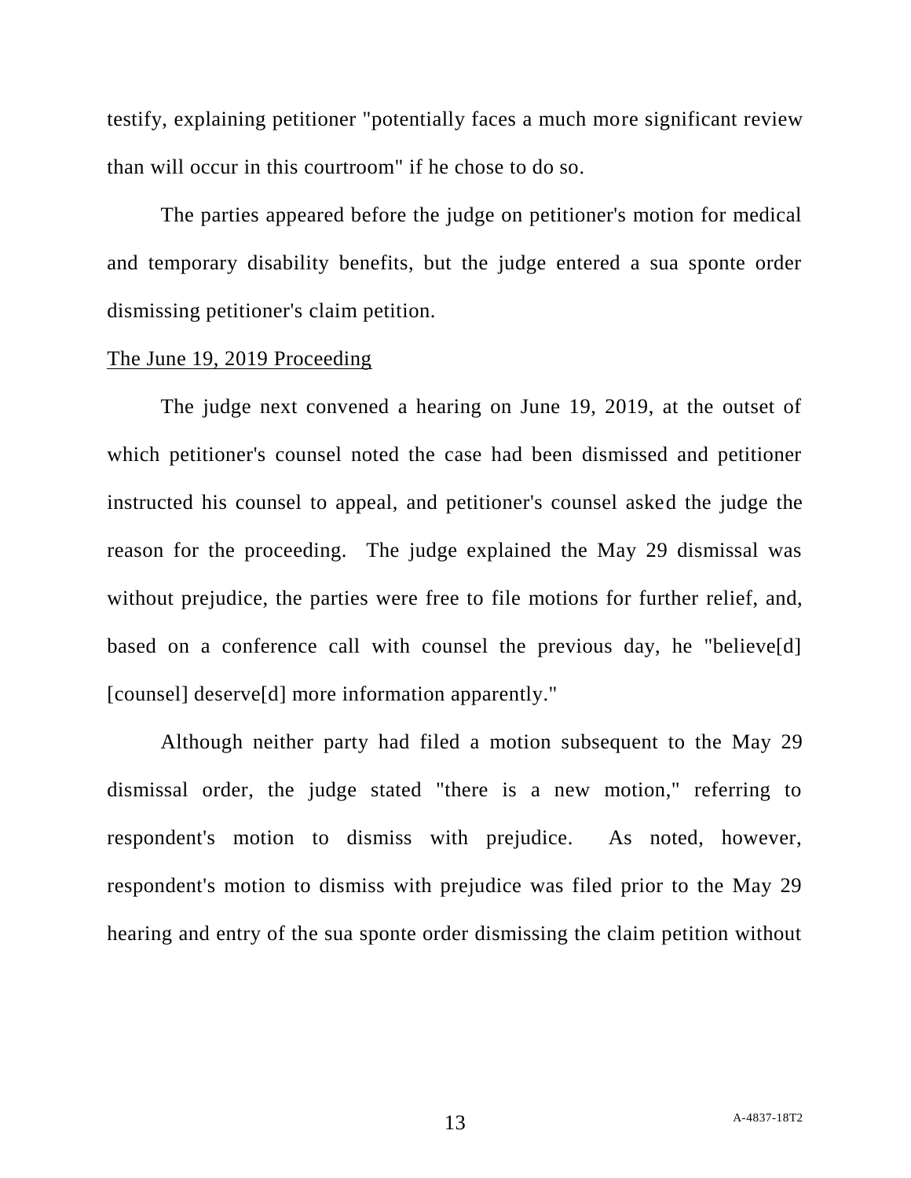testify, explaining petitioner "potentially faces a much more significant review than will occur in this courtroom" if he chose to do so.

The parties appeared before the judge on petitioner's motion for medical and temporary disability benefits, but the judge entered a sua sponte order dismissing petitioner's claim petition.

<u>The June 19, 2019 Proceeding</u>

The judge next convened a hearing on June 19, 2019, at the outset of which petitioner's counsel noted the case had been dismissed and petitioner instructed his counsel to appeal, and petitioner's counsel asked the judge the reason for the proceeding. The judge explained the May 29 dismissal was without prejudice, the parties were free to file motions for further relief, and, based on a conference call with counsel the previous day, he "believe[d] [counsel] deserve[d] more information apparently."

Although neither party had filed a motion subsequent to the May 29 dismissal order, the judge stated "there is a new motion," referring to respondent's motion to dismiss with prejudice. As noted, however, respondent's motion to dismiss with prejudice was filed prior to the May 29 hearing and entry of the sua sponte order dismissing the claim petition without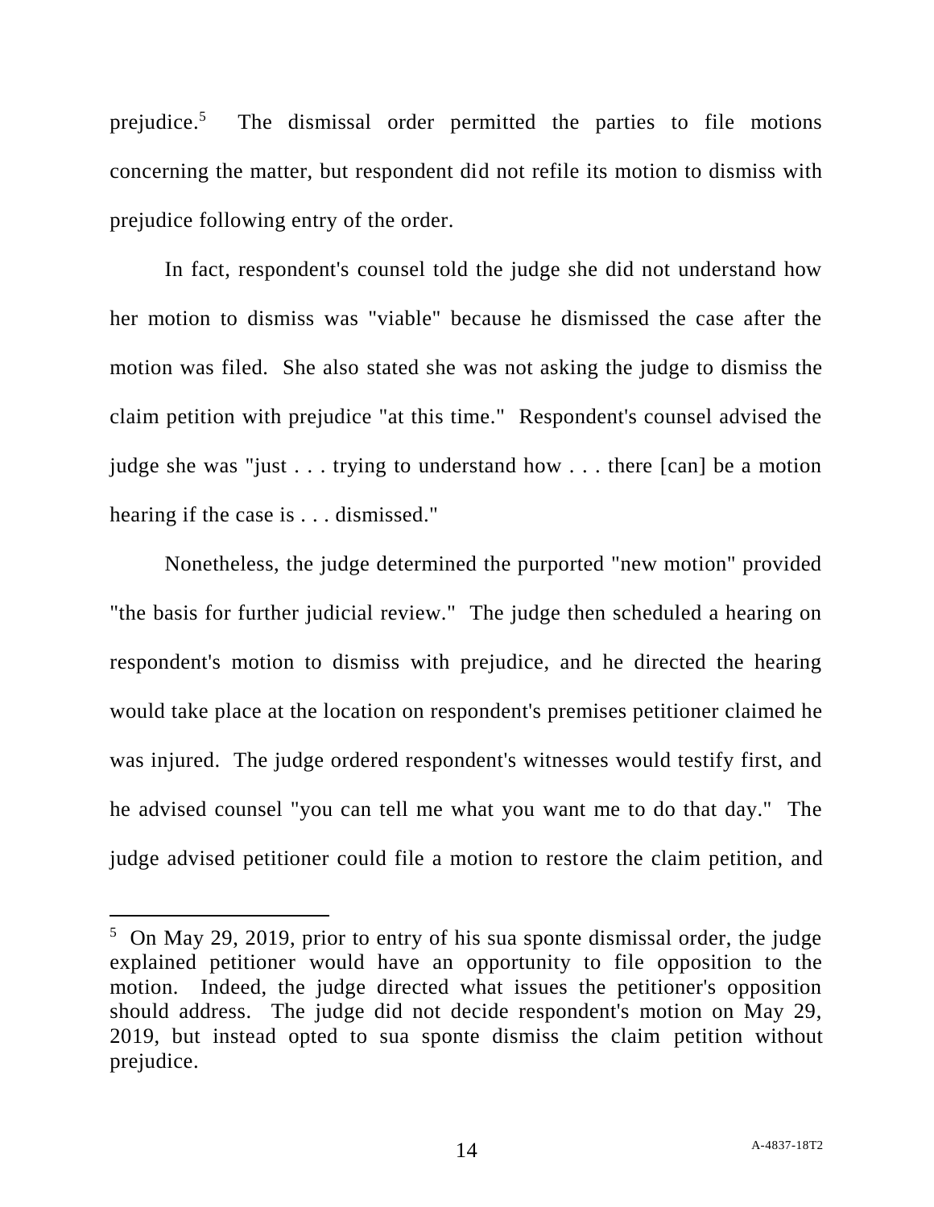prejudice.[5] The dismissal order permitted the parties to file motions concerning the matter, but respondent did not refile its motion to dismiss with prejudice following entry of the order.

In fact, respondent's counsel told the judge she did not understand how her motion to dismiss was "viable" because he dismissed the case after the motion was filed. She also stated she was not asking the judge to dismiss the claim petition with prejudice "at this time." Respondent's counsel advised the judge she was "just . . . trying to understand how . . . there [can] be a motion hearing if the case is . . . dismissed."

Nonetheless, the judge determined the purported "new motion" provided "the basis for further judicial review." The judge then scheduled a hearing on respondent's motion to dismiss with prejudice, and he directed the hearing would take place at the location on respondent's premises petitioner claimed he was injured. The judge ordered respondent's witnesses would testify first, and he advised counsel "you can tell me what you want me to do that day." The judge advised petitioner could file a motion to restore the claim petition, and

---

[5] On May 29, 2019, prior to entry of his sua sponte dismissal order, the judge explained petitioner would have an opportunity to file opposition to the motion. Indeed, the judge directed what issues the petitioner's opposition should address. The judge did not decide respondent's motion on May 29, 2019, but instead opted to sua sponte dismiss the claim petition without prejudice.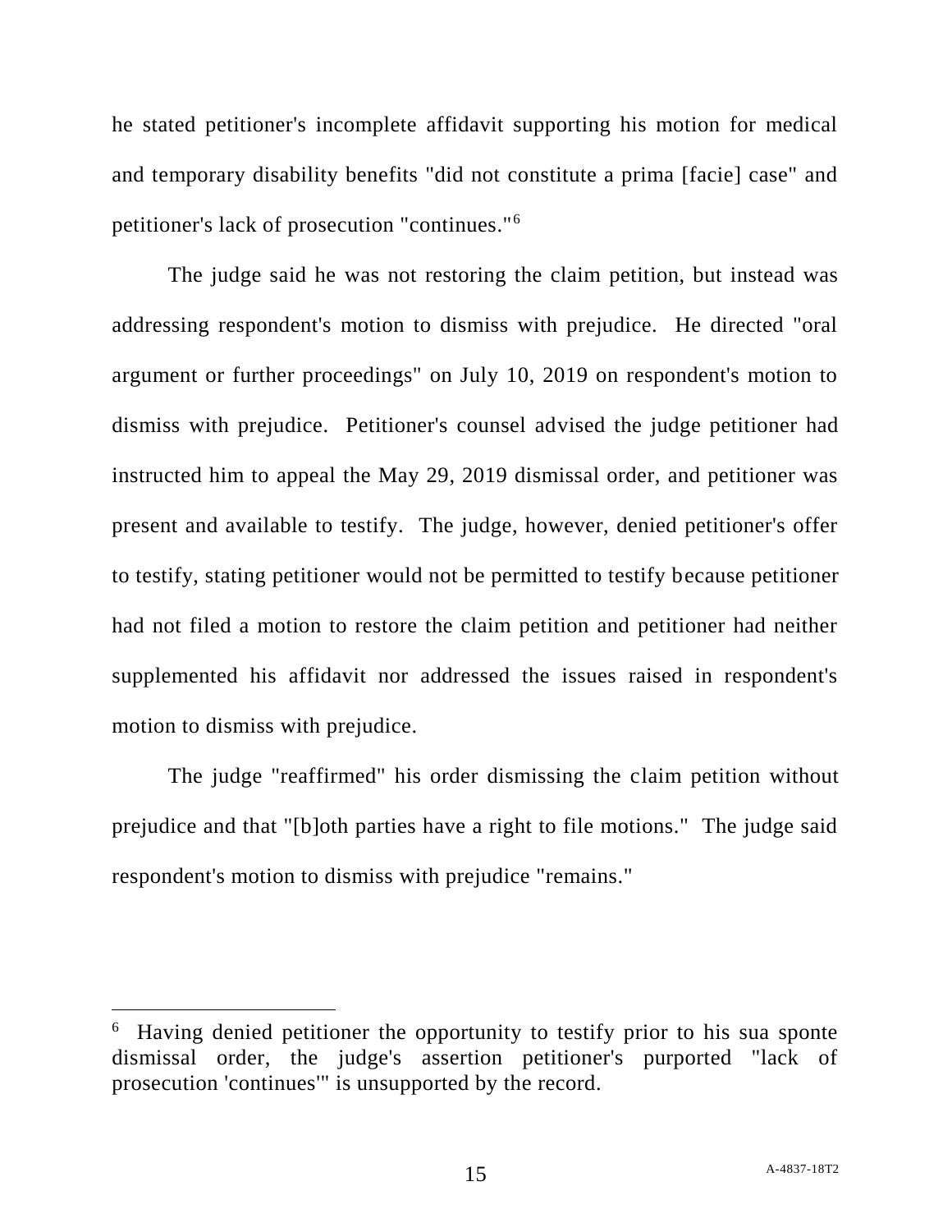he stated petitioner's incomplete affidavit supporting his motion for medical and temporary disability benefits "did not constitute a prima [facie] case" and petitioner's lack of prosecution "continues."[6]

The judge said he was not restoring the claim petition, but instead was addressing respondent's motion to dismiss with prejudice. He directed "oral argument or further proceedings" on July 10, 2019 on respondent's motion to dismiss with prejudice. Petitioner's counsel advised the judge petitioner had instructed him to appeal the May 29, 2019 dismissal order, and petitioner was present and available to testify. The judge, however, denied petitioner's offer to testify, stating petitioner would not be permitted to testify because petitioner had not filed a motion to restore the claim petition and petitioner had neither supplemented his affidavit nor addressed the issues raised in respondent's motion to dismiss with prejudice.

The judge "reaffirmed" his order dismissing the claim petition without prejudice and that "[b]oth parties have a right to file motions." The judge said respondent's motion to dismiss with prejudice "remains."

---

[6] Having denied petitioner the opportunity to testify prior to his sua sponte dismissal order, the judge's assertion petitioner's purported "lack of prosecution 'continues'" is unsupported by the record.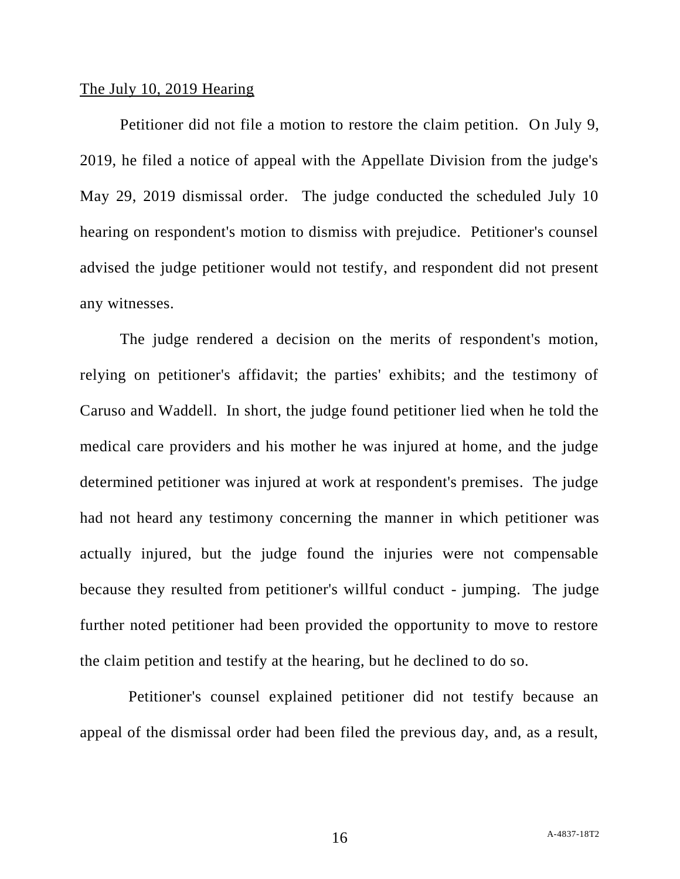<u>The July 10, 2019 Hearing</u>

Petitioner did not file a motion to restore the claim petition. On July 9, 2019, he filed a notice of appeal with the Appellate Division from the judge's May 29, 2019 dismissal order. The judge conducted the scheduled July 10 hearing on respondent's motion to dismiss with prejudice. Petitioner's counsel advised the judge petitioner would not testify, and respondent did not present any witnesses.

The judge rendered a decision on the merits of respondent's motion, relying on petitioner's affidavit; the parties' exhibits; and the testimony of Caruso and Waddell. In short, the judge found petitioner lied when he told the medical care providers and his mother he was injured at home, and the judge determined petitioner was injured at work at respondent's premises. The judge had not heard any testimony concerning the manner in which petitioner was actually injured, but the judge found the injuries were not compensable because they resulted from petitioner's willful conduct - jumping. The judge further noted petitioner had been provided the opportunity to move to restore the claim petition and testify at the hearing, but he declined to do so.

Petitioner's counsel explained petitioner did not testify because an appeal of the dismissal order had been filed the previous day, and, as a result,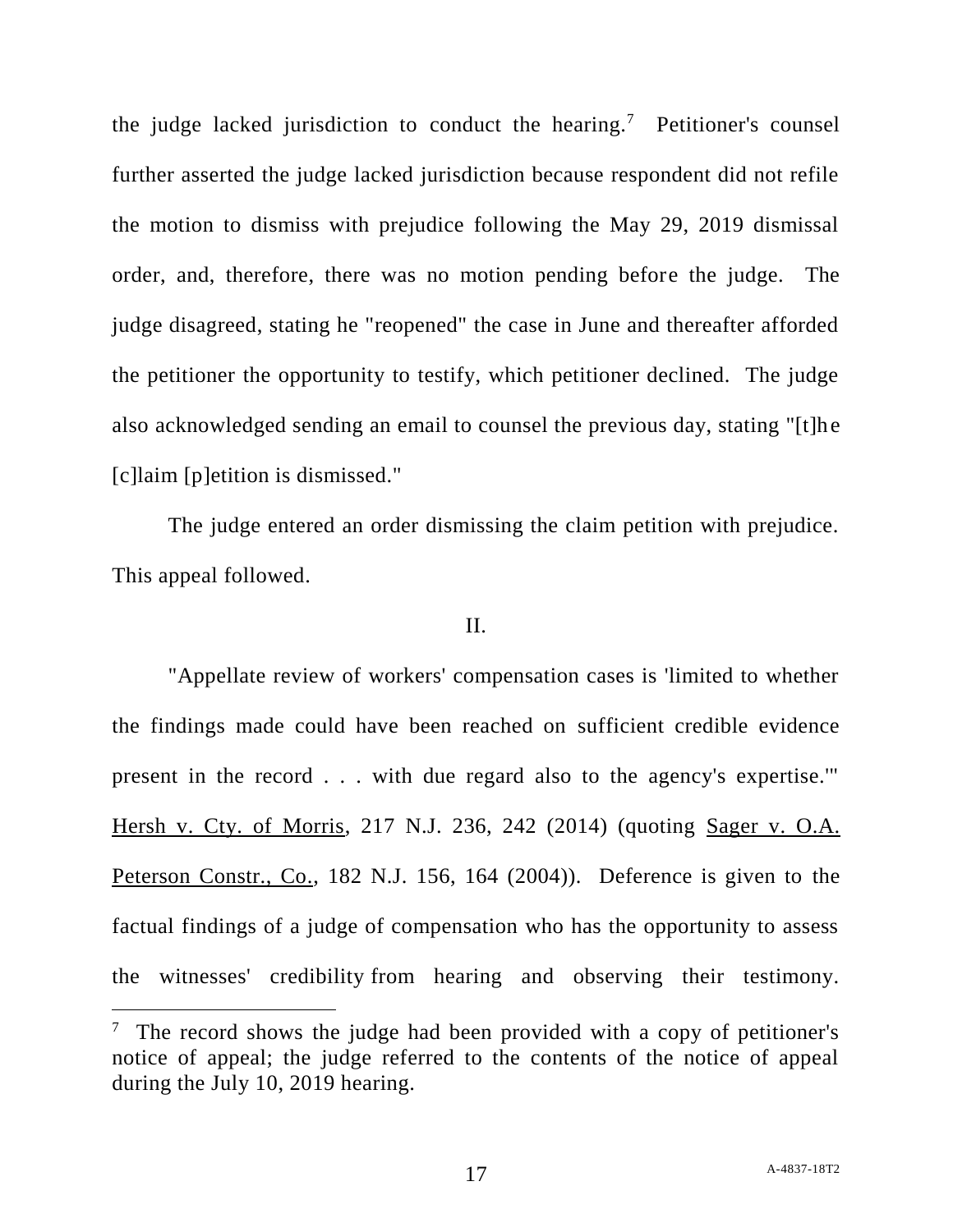the judge lacked jurisdiction to conduct the hearing.[7] Petitioner's counsel further asserted the judge lacked jurisdiction because respondent did not refile the motion to dismiss with prejudice following the May 29, 2019 dismissal order, and, therefore, there was no motion pending before the judge. The judge disagreed, stating he "reopened" the case in June and thereafter afforded the petitioner the opportunity to testify, which petitioner declined. The judge also acknowledged sending an email to counsel the previous day, stating "[t]he [c]laim [p]etition is dismissed."

The judge entered an order dismissing the claim petition with prejudice. This appeal followed.

## II.

"Appellate review of workers' compensation cases is 'limited to whether the findings made could have been reached on sufficient credible evidence present in the record . . . with due regard also to the agency's expertise.'" Hersh v. Cty. of Morris, 217 N.J. 236, 242 (2014) (quoting Sager v. O.A. Peterson Constr., Co., 182 N.J. 156, 164 (2004)). Deference is given to the factual findings of a judge of compensation who has the opportunity to assess the witnesses' credibility from hearing and observing their testimony.

---

[7] The record shows the judge had been provided with a copy of petitioner's notice of appeal; the judge referred to the contents of the notice of appeal during the July 10, 2019 hearing.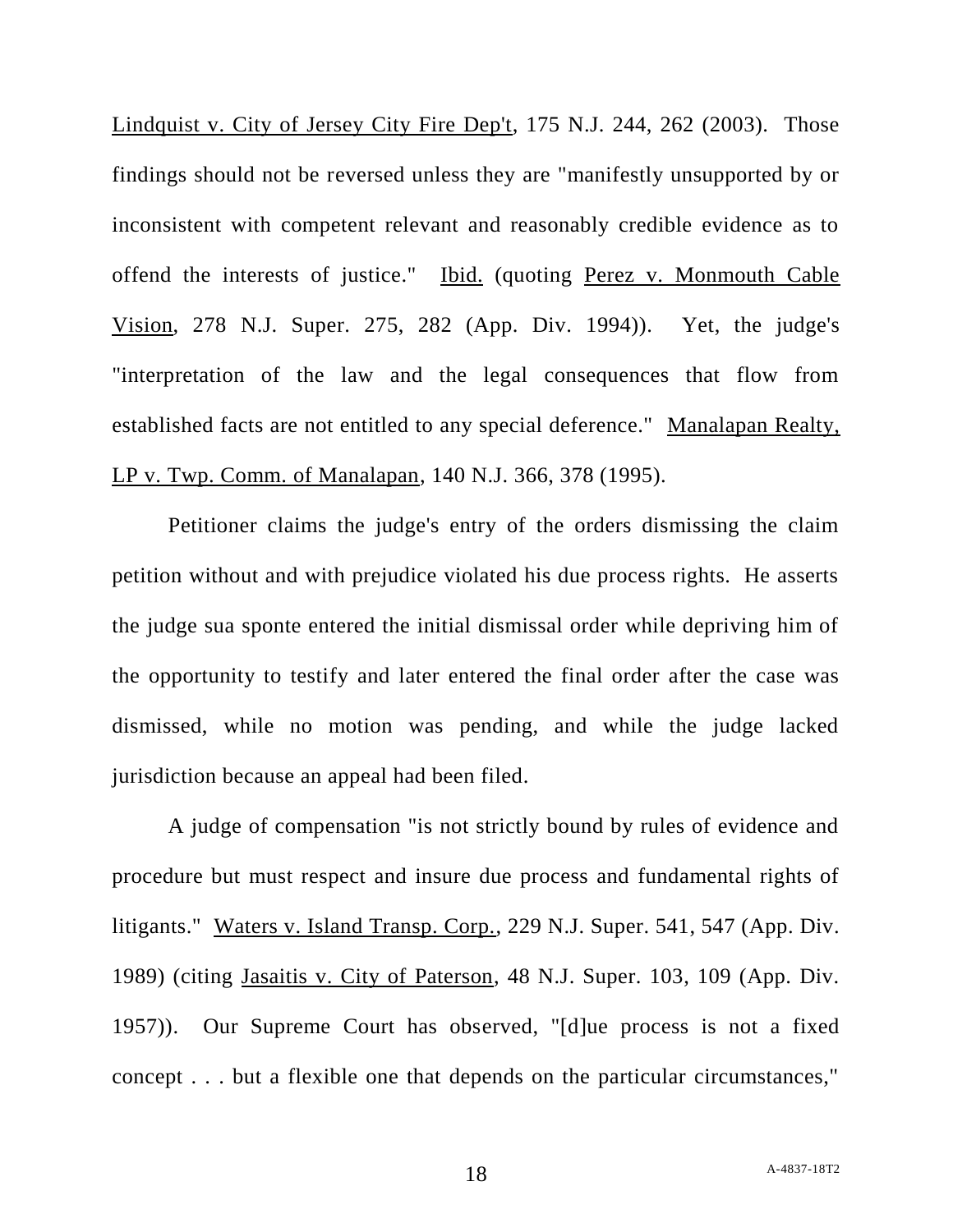Lindquist v. City of Jersey City Fire Dep't, 175 N.J. 244, 262 (2003). Those findings should not be reversed unless they are "manifestly unsupported by or inconsistent with competent relevant and reasonably credible evidence as to offend the interests of justice." Ibid. (quoting Perez v. Monmouth Cable Vision, 278 N.J. Super. 275, 282 (App. Div. 1994)). Yet, the judge's "interpretation of the law and the legal consequences that flow from established facts are not entitled to any special deference." Manalapan Realty, LP v. Twp. Comm. of Manalapan, 140 N.J. 366, 378 (1995).

Petitioner claims the judge's entry of the orders dismissing the claim petition without and with prejudice violated his due process rights. He asserts the judge sua sponte entered the initial dismissal order while depriving him of the opportunity to testify and later entered the final order after the case was dismissed, while no motion was pending, and while the judge lacked jurisdiction because an appeal had been filed.

A judge of compensation "is not strictly bound by rules of evidence and procedure but must respect and insure due process and fundamental rights of litigants." Waters v. Island Transp. Corp., 229 N.J. Super. 541, 547 (App. Div. 1989) (citing Jasaitis v. City of Paterson, 48 N.J. Super. 103, 109 (App. Div. 1957)). Our Supreme Court has observed, "[d]ue process is not a fixed concept . . . but a flexible one that depends on the particular circumstances,"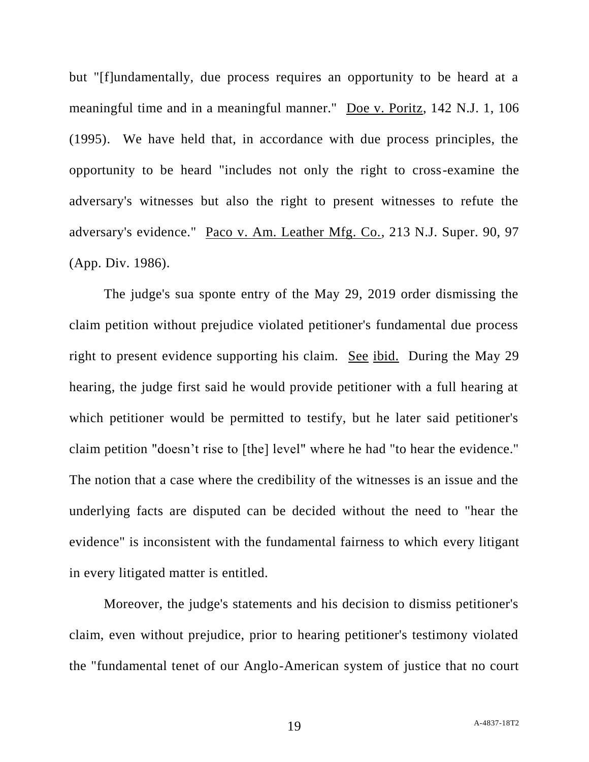but "[f]undamentally, due process requires an opportunity to be heard at a meaningful time and in a meaningful manner." Doe v. Poritz, 142 N.J. 1, 106 (1995). We have held that, in accordance with due process principles, the opportunity to be heard "includes not only the right to cross-examine the adversary's witnesses but also the right to present witnesses to refute the adversary's evidence." Paco v. Am. Leather Mfg. Co., 213 N.J. Super. 90, 97 (App. Div. 1986).

The judge's sua sponte entry of the May 29, 2019 order dismissing the claim petition without prejudice violated petitioner's fundamental due process right to present evidence supporting his claim. See ibid. During the May 29 hearing, the judge first said he would provide petitioner with a full hearing at which petitioner would be permitted to testify, but he later said petitioner's claim petition "doesn't rise to [the] level" where he had "to hear the evidence." The notion that a case where the credibility of the witnesses is an issue and the underlying facts are disputed can be decided without the need to "hear the evidence" is inconsistent with the fundamental fairness to which every litigant in every litigated matter is entitled.

Moreover, the judge's statements and his decision to dismiss petitioner's claim, even without prejudice, prior to hearing petitioner's testimony violated the "fundamental tenet of our Anglo-American system of justice that no court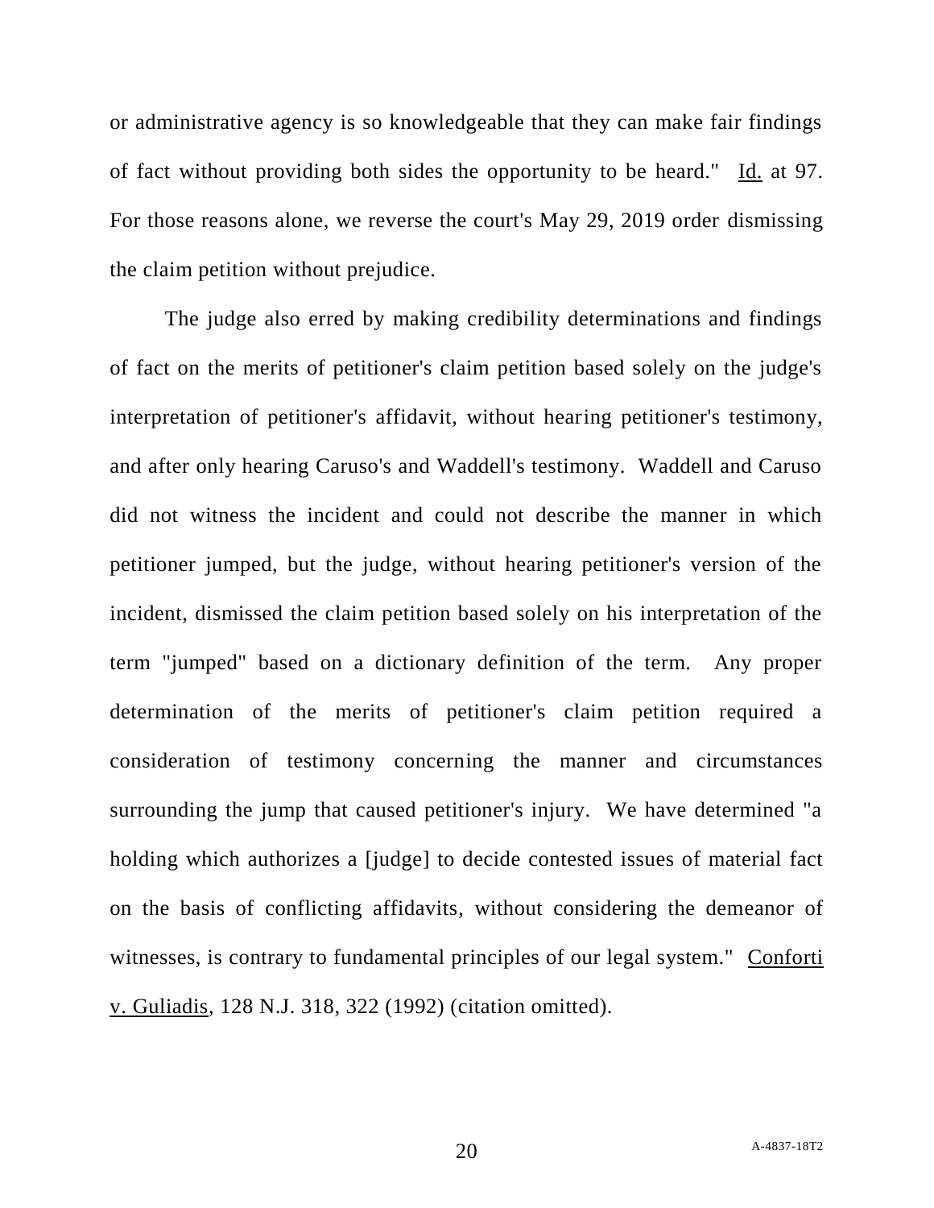or administrative agency is so knowledgeable that they can make fair findings of fact without providing both sides the opportunity to be heard." Id. at 97. For those reasons alone, we reverse the court's May 29, 2019 order dismissing the claim petition without prejudice.

The judge also erred by making credibility determinations and findings of fact on the merits of petitioner's claim petition based solely on the judge's interpretation of petitioner's affidavit, without hearing petitioner's testimony, and after only hearing Caruso's and Waddell's testimony. Waddell and Caruso did not witness the incident and could not describe the manner in which petitioner jumped, but the judge, without hearing petitioner's version of the incident, dismissed the claim petition based solely on his interpretation of the term "jumped" based on a dictionary definition of the term. Any proper determination of the merits of petitioner's claim petition required a consideration of testimony concerning the manner and circumstances surrounding the jump that caused petitioner's injury. We have determined "a holding which authorizes a [judge] to decide contested issues of material fact on the basis of conflicting affidavits, without considering the demeanor of witnesses, is contrary to fundamental principles of our legal system." Conforti v. Guliadis, 128 N.J. 318, 322 (1992) (citation omitted).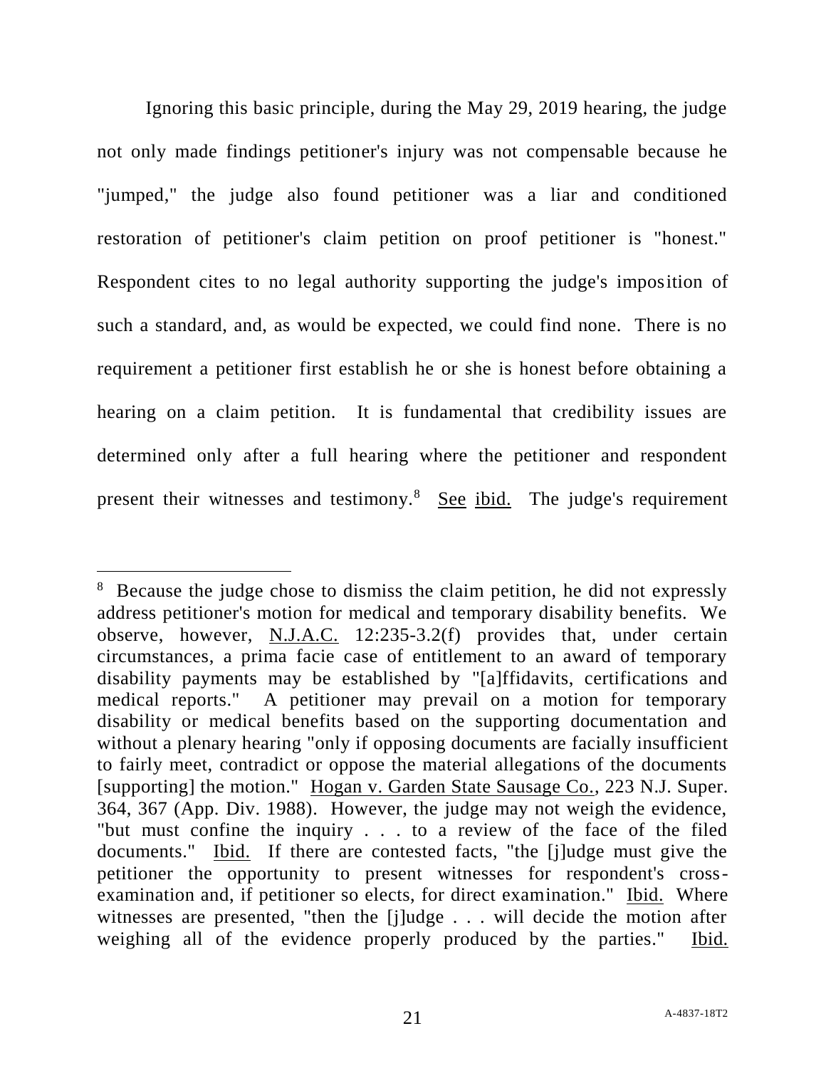Ignoring this basic principle, during the May 29, 2019 hearing, the judge not only made findings petitioner's injury was not compensable because he "jumped," the judge also found petitioner was a liar and conditioned restoration of petitioner's claim petition on proof petitioner is "honest." Respondent cites to no legal authority supporting the judge's imposition of such a standard, and, as would be expected, we could find none. There is no requirement a petitioner first establish he or she is honest before obtaining a hearing on a claim petition. It is fundamental that credibility issues are determined only after a full hearing where the petitioner and respondent present their witnesses and testimony.[8] See ibid. The judge's requirement

---

[8] Because the judge chose to dismiss the claim petition, he did not expressly address petitioner's motion for medical and temporary disability benefits. We observe, however, N.J.A.C. 12:235-3.2(f) provides that, under certain circumstances, a prima facie case of entitlement to an award of temporary disability payments may be established by "[a]ffidavits, certifications and medical reports." A petitioner may prevail on a motion for temporary disability or medical benefits based on the supporting documentation and without a plenary hearing "only if opposing documents are facially insufficient to fairly meet, contradict or oppose the material allegations of the documents [supporting] the motion." Hogan v. Garden State Sausage Co., 223 N.J. Super. 364, 367 (App. Div. 1988). However, the judge may not weigh the evidence, "but must confine the inquiry . . . to a review of the face of the filed documents." Ibid. If there are contested facts, "the [j]udge must give the petitioner the opportunity to present witnesses for respondent's cross-examination and, if petitioner so elects, for direct examination." Ibid. Where witnesses are presented, "then the [j]udge . . . will decide the motion after weighing all of the evidence properly produced by the parties." Ibid.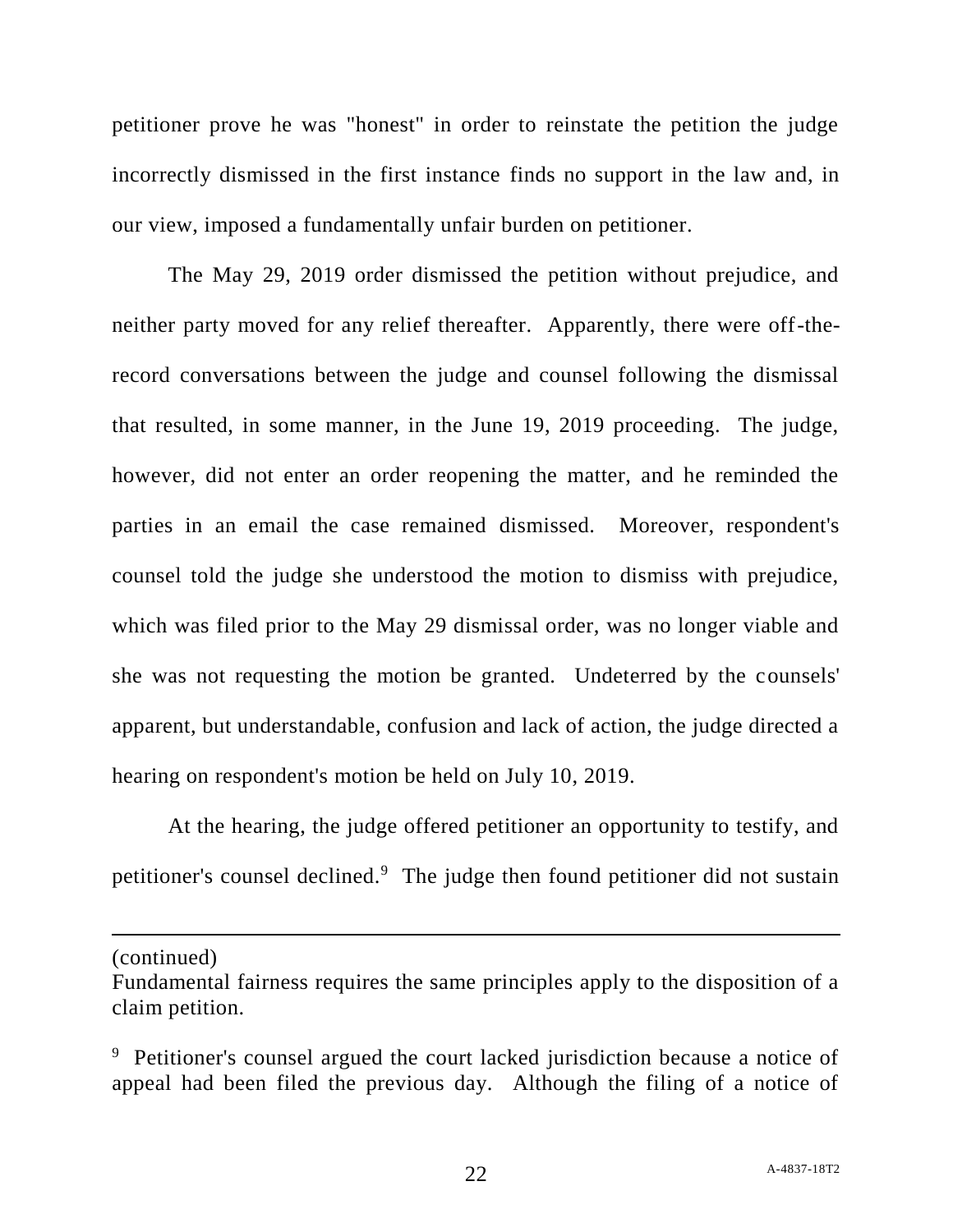petitioner prove he was "honest" in order to reinstate the petition the judge incorrectly dismissed in the first instance finds no support in the law and, in our view, imposed a fundamentally unfair burden on petitioner.

The May 29, 2019 order dismissed the petition without prejudice, and neither party moved for any relief thereafter. Apparently, there were off-the-record conversations between the judge and counsel following the dismissal that resulted, in some manner, in the June 19, 2019 proceeding. The judge, however, did not enter an order reopening the matter, and he reminded the parties in an email the case remained dismissed. Moreover, respondent's counsel told the judge she understood the motion to dismiss with prejudice, which was filed prior to the May 29 dismissal order, was no longer viable and she was not requesting the motion be granted. Undeterred by the counsels' apparent, but understandable, confusion and lack of action, the judge directed a hearing on respondent's motion be held on July 10, 2019.

At the hearing, the judge offered petitioner an opportunity to testify, and petitioner's counsel declined.[9] The judge then found petitioner did not sustain

---

(continued)
Fundamental fairness requires the same principles apply to the disposition of a claim petition.

[9] Petitioner's counsel argued the court lacked jurisdiction because a notice of appeal had been filed the previous day. Although the filing of a notice of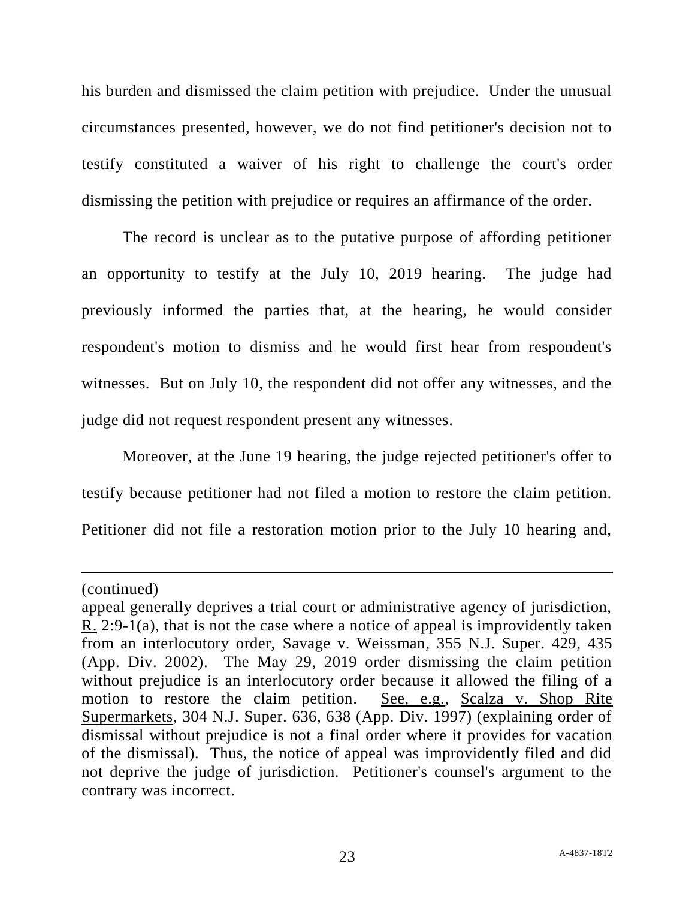his burden and dismissed the claim petition with prejudice. Under the unusual circumstances presented, however, we do not find petitioner's decision not to testify constituted a waiver of his right to challenge the court's order dismissing the petition with prejudice or requires an affirmance of the order.

The record is unclear as to the putative purpose of affording petitioner an opportunity to testify at the July 10, 2019 hearing. The judge had previously informed the parties that, at the hearing, he would consider respondent's motion to dismiss and he would first hear from respondent's witnesses. But on July 10, the respondent did not offer any witnesses, and the judge did not request respondent present any witnesses.

Moreover, at the June 19 hearing, the judge rejected petitioner's offer to testify because petitioner had not filed a motion to restore the claim petition. Petitioner did not file a restoration motion prior to the July 10 hearing and,

---

(continued)

appeal generally deprives a trial court or administrative agency of jurisdiction, R. 2:9-1(a), that is not the case where a notice of appeal is improvidently taken from an interlocutory order, Savage v. Weissman, 355 N.J. Super. 429, 435 (App. Div. 2002). The May 29, 2019 order dismissing the claim petition without prejudice is an interlocutory order because it allowed the filing of a motion to restore the claim petition. See, e.g., Scalza v. Shop Rite Supermarkets, 304 N.J. Super. 636, 638 (App. Div. 1997) (explaining order of dismissal without prejudice is not a final order where it provides for vacation of the dismissal). Thus, the notice of appeal was improvidently filed and did not deprive the judge of jurisdiction. Petitioner's counsel's argument to the contrary was incorrect.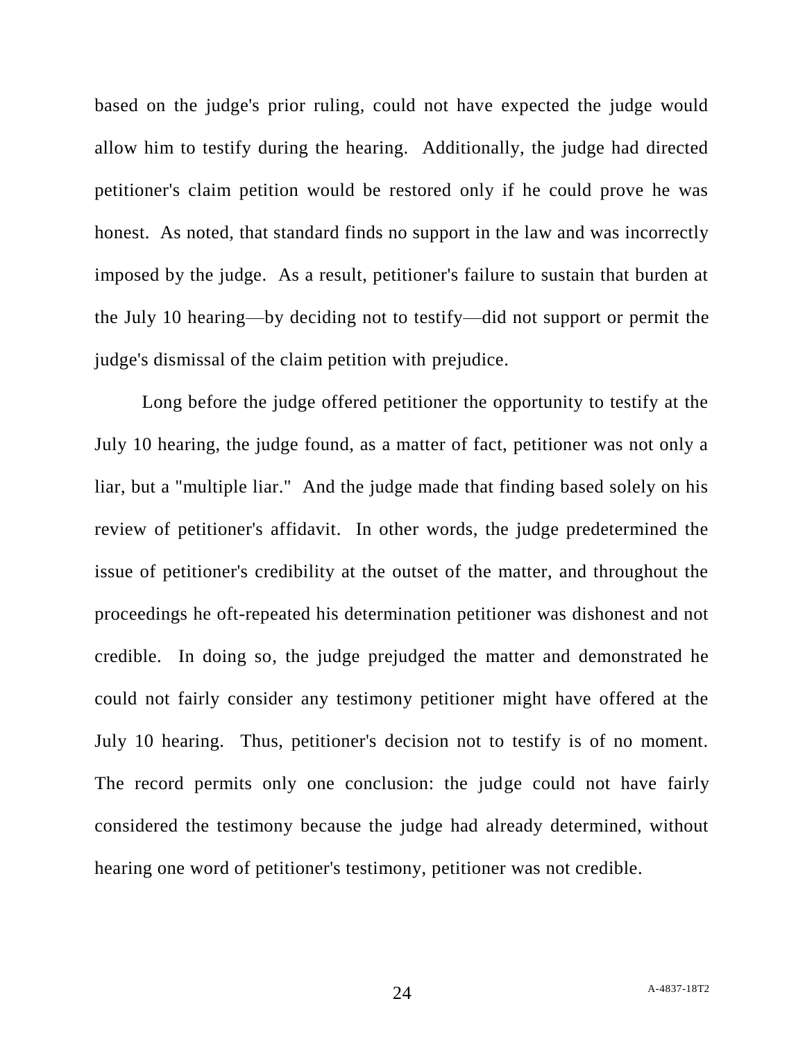based on the judge's prior ruling, could not have expected the judge would allow him to testify during the hearing. Additionally, the judge had directed petitioner's claim petition would be restored only if he could prove he was honest. As noted, that standard finds no support in the law and was incorrectly imposed by the judge. As a result, petitioner's failure to sustain that burden at the July 10 hearing—by deciding not to testify—did not support or permit the judge's dismissal of the claim petition with prejudice.

Long before the judge offered petitioner the opportunity to testify at the July 10 hearing, the judge found, as a matter of fact, petitioner was not only a liar, but a "multiple liar." And the judge made that finding based solely on his review of petitioner's affidavit. In other words, the judge predetermined the issue of petitioner's credibility at the outset of the matter, and throughout the proceedings he oft-repeated his determination petitioner was dishonest and not credible. In doing so, the judge prejudged the matter and demonstrated he could not fairly consider any testimony petitioner might have offered at the July 10 hearing. Thus, petitioner's decision not to testify is of no moment. The record permits only one conclusion: the judge could not have fairly considered the testimony because the judge had already determined, without hearing one word of petitioner's testimony, petitioner was not credible.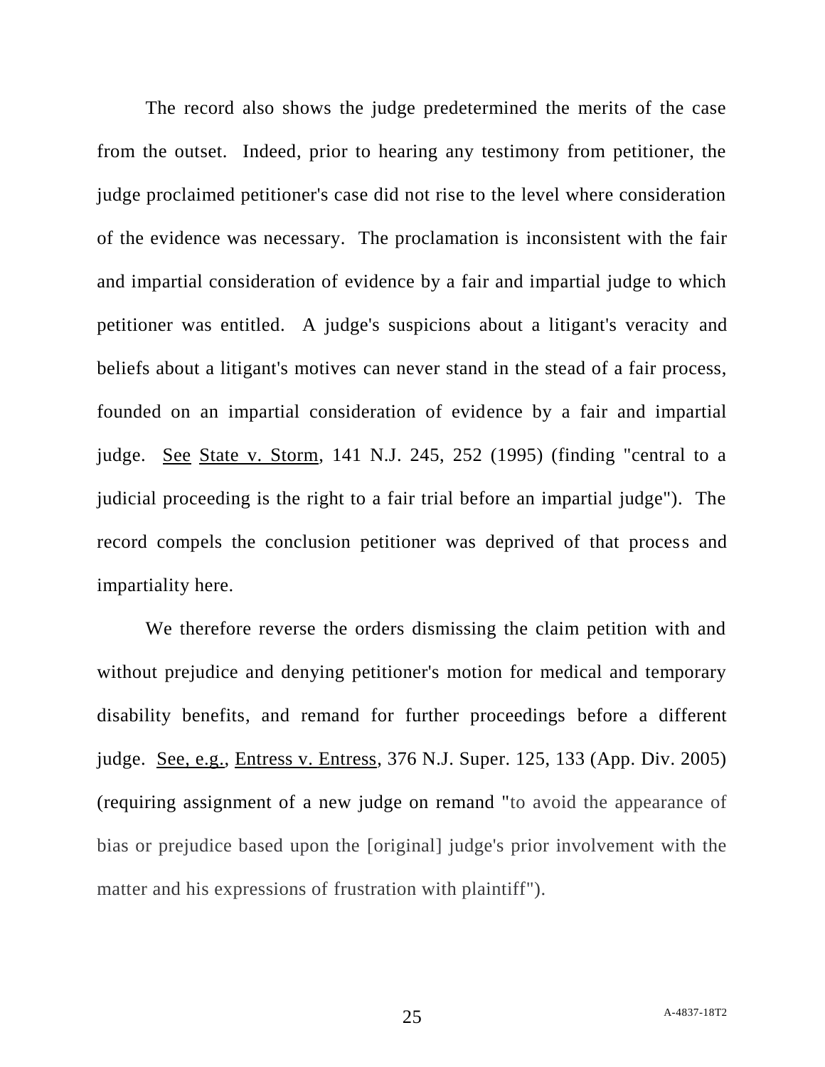The record also shows the judge predetermined the merits of the case from the outset. Indeed, prior to hearing any testimony from petitioner, the judge proclaimed petitioner's case did not rise to the level where consideration of the evidence was necessary. The proclamation is inconsistent with the fair and impartial consideration of evidence by a fair and impartial judge to which petitioner was entitled. A judge's suspicions about a litigant's veracity and beliefs about a litigant's motives can never stand in the stead of a fair process, founded on an impartial consideration of evidence by a fair and impartial judge. See State v. Storm, 141 N.J. 245, 252 (1995) (finding "central to a judicial proceeding is the right to a fair trial before an impartial judge"). The record compels the conclusion petitioner was deprived of that process and impartiality here.

We therefore reverse the orders dismissing the claim petition with and without prejudice and denying petitioner's motion for medical and temporary disability benefits, and remand for further proceedings before a different judge. See, e.g., Entress v. Entress, 376 N.J. Super. 125, 133 (App. Div. 2005) (requiring assignment of a new judge on remand "to avoid the appearance of bias or prejudice based upon the [original] judge's prior involvement with the matter and his expressions of frustration with plaintiff").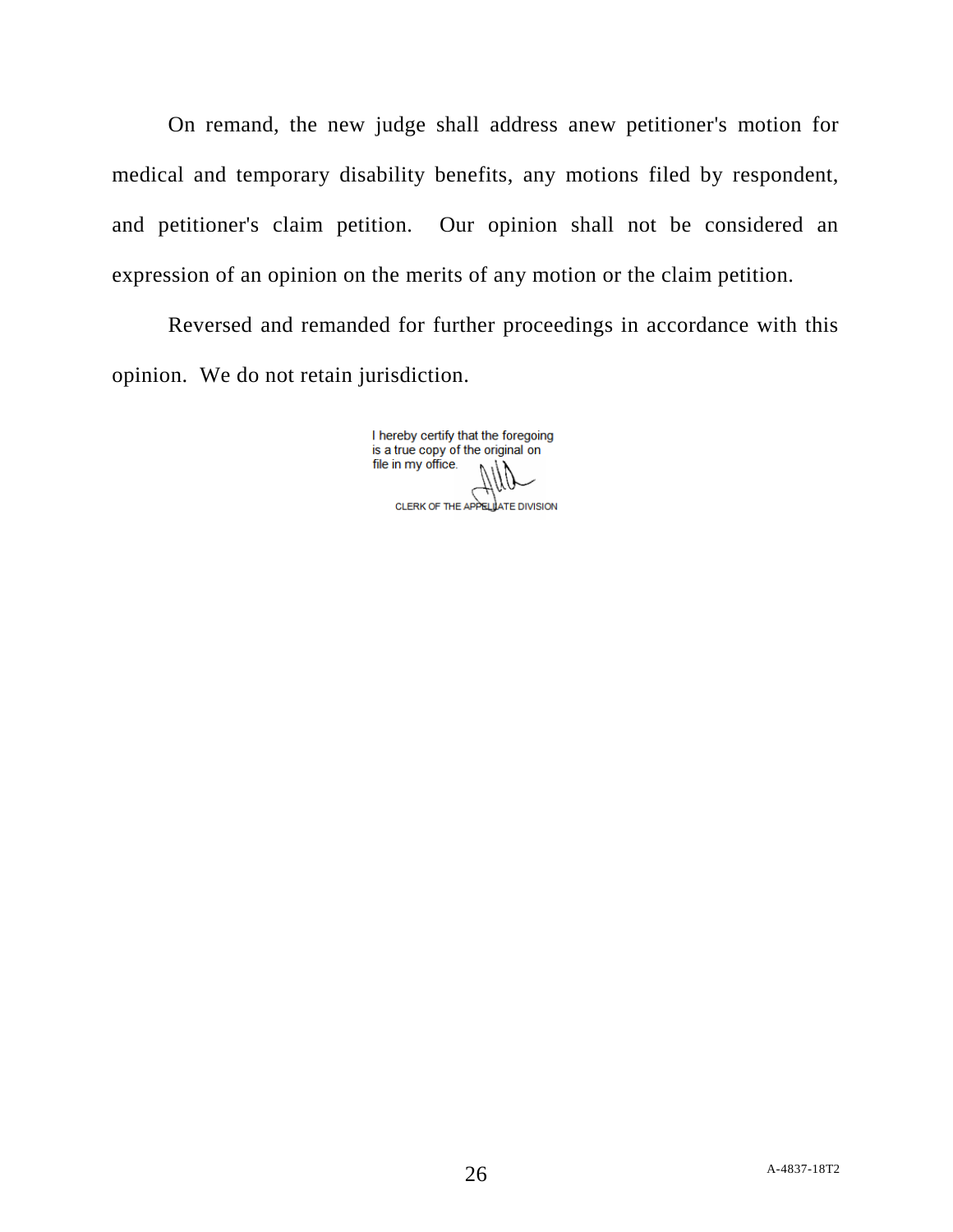On remand, the new judge shall address anew petitioner's motion for medical and temporary disability benefits, any motions filed by respondent, and petitioner's claim petition. Our opinion shall not be considered an expression of an opinion on the merits of any motion or the claim petition.

Reversed and remanded for further proceedings in accordance with this opinion. We do not retain jurisdiction.

I hereby certify that the foregoing is a true copy of the original on file in my office.

CLERK OF THE APPELLATE DIVISION